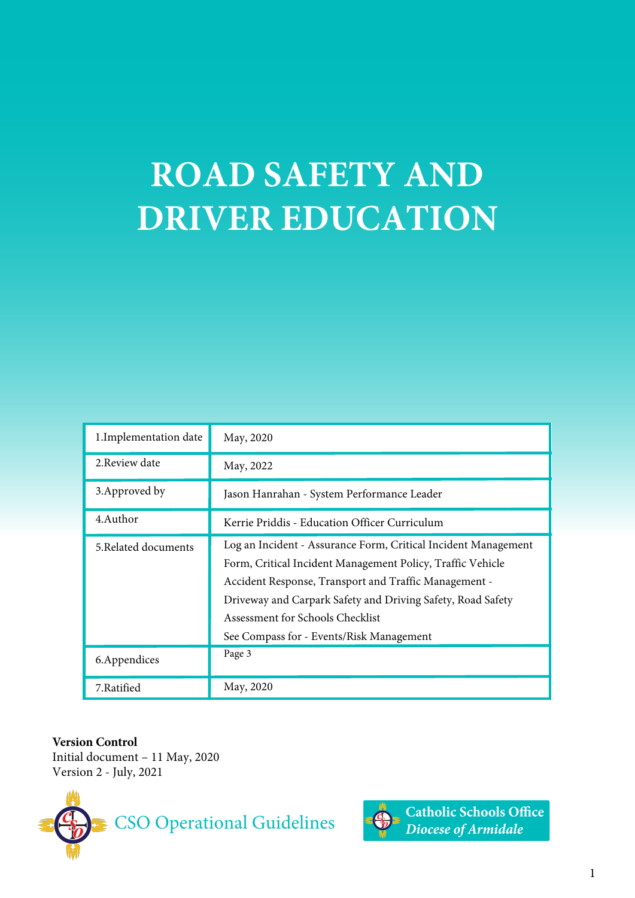# ROAD SAFETY AND DRIVER EDUCATION

| | |
|---|---|
| 1.Implementation date | May, 2020 |
| 2.Review date | May, 2022 |
| 3.Approved by | Jason Hanrahan - System Performance Leader |
| 4.Author | Kerrie Priddis - Education Officer Curriculum |
| 5.Related documents | Log an Incident - Assurance Form, Critical Incident Management Form, Critical Incident Management Policy, Traffic Vehicle Accident Response, Transport and Traffic Management - Driveway and Carpark Safety and Driving Safety, Road Safety Assessment for Schools Checklist<br>See Compass for - Events/Risk Management |
| 6.Appendices | Page 3 |
| 7.Ratified | May, 2020 |

**Version Control**
Initial document – 11 May, 2020
Version 2 - July, 2021

CSO Operational Guidelines

Catholic Schools Office
*Diocese of Armidale*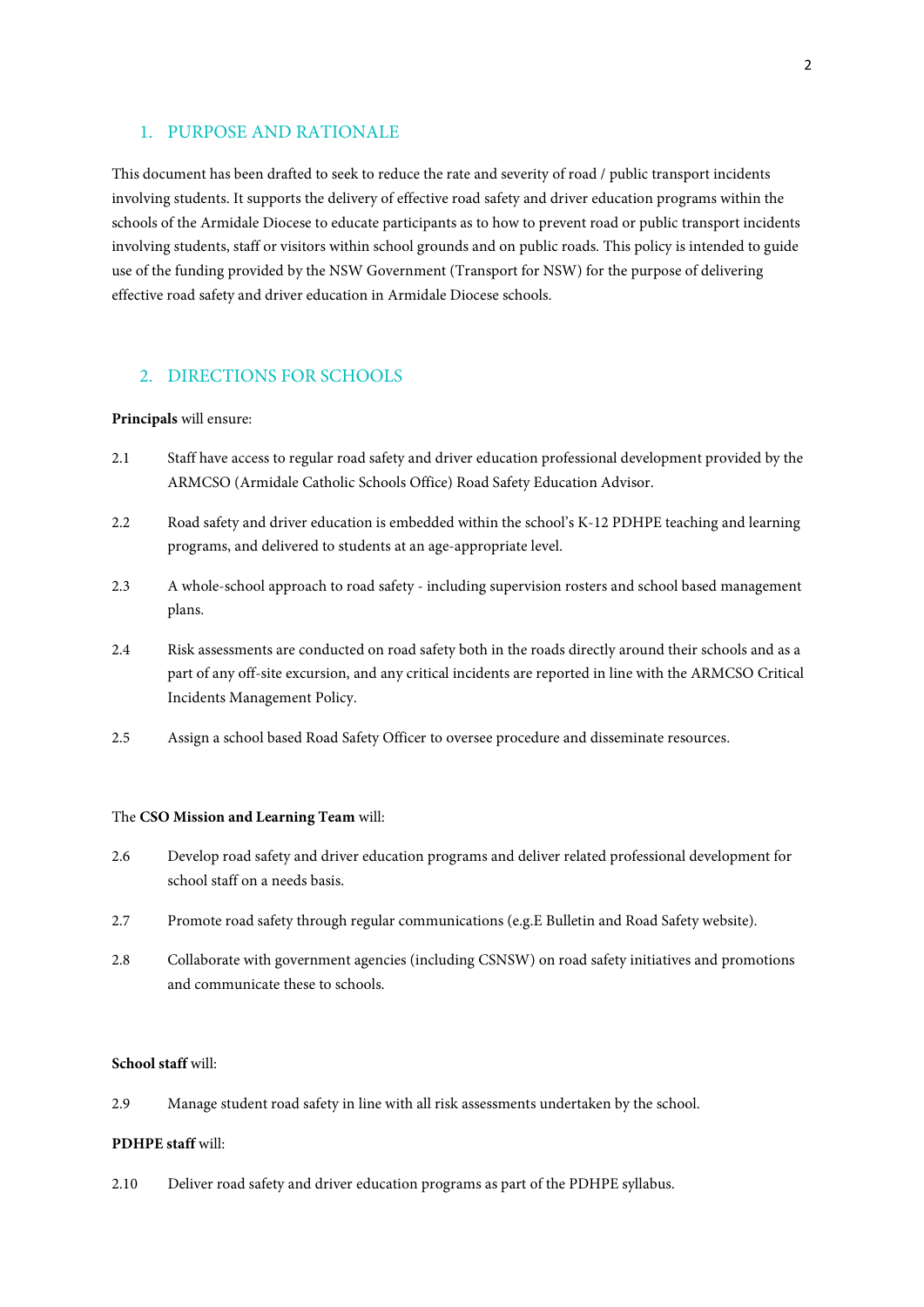## 1. PURPOSE AND RATIONALE

This document has been drafted to seek to reduce the rate and severity of road / public transport incidents involving students. It supports the delivery of effective road safety and driver education programs within the schools of the Armidale Diocese to educate participants as to how to prevent road or public transport incidents involving students, staff or visitors within school grounds and on public roads. This policy is intended to guide use of the funding provided by the NSW Government (Transport for NSW) for the purpose of delivering effective road safety and driver education in Armidale Diocese schools.

## 2. DIRECTIONS FOR SCHOOLS

**Principals** will ensure:

2.1 Staff have access to regular road safety and driver education professional development provided by the ARMCSO (Armidale Catholic Schools Office) Road Safety Education Advisor.

2.2 Road safety and driver education is embedded within the school's K-12 PDHPE teaching and learning programs, and delivered to students at an age-appropriate level.

2.3 A whole-school approach to road safety - including supervision rosters and school based management plans.

2.4 Risk assessments are conducted on road safety both in the roads directly around their schools and as a part of any off-site excursion, and any critical incidents are reported in line with the ARMCSO Critical Incidents Management Policy.

2.5 Assign a school based Road Safety Officer to oversee procedure and disseminate resources.

The **CSO Mission and Learning Team** will:

2.6 Develop road safety and driver education programs and deliver related professional development for school staff on a needs basis.

2.7 Promote road safety through regular communications (e.g.E Bulletin and Road Safety website).

2.8 Collaborate with government agencies (including CSNSW) on road safety initiatives and promotions and communicate these to schools.

**School staff** will:

2.9 Manage student road safety in line with all risk assessments undertaken by the school.

**PDHPE staff** will:

2.10 Deliver road safety and driver education programs as part of the PDHPE syllabus.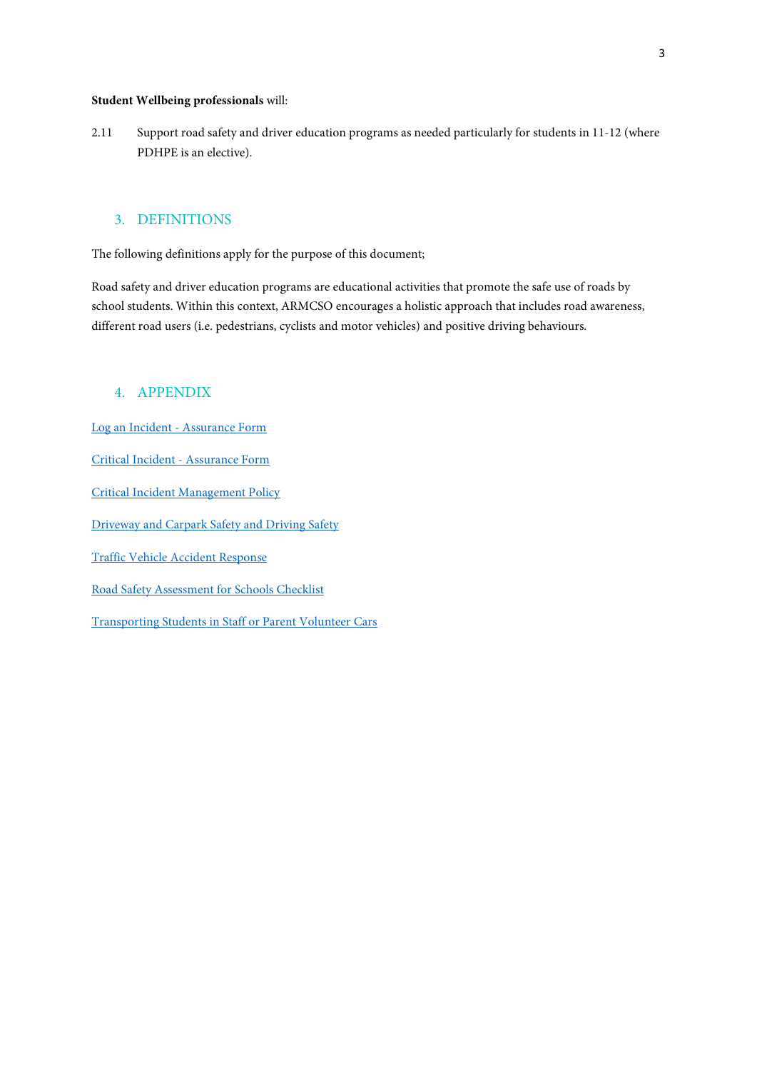**Student Wellbeing professionals** will:

2.11 Support road safety and driver education programs as needed particularly for students in 11-12 (where PDHPE is an elective).

## 3. DEFINITIONS

The following definitions apply for the purpose of this document;

Road safety and driver education programs are educational activities that promote the safe use of roads by school students. Within this context, ARMCSO encourages a holistic approach that includes road awareness, different road users (i.e. pedestrians, cyclists and motor vehicles) and positive driving behaviours.

## 4. APPENDIX

Log an Incident - Assurance Form

Critical Incident - Assurance Form

Critical Incident Management Policy

Driveway and Carpark Safety and Driving Safety

Traffic Vehicle Accident Response

Road Safety Assessment for Schools Checklist

Transporting Students in Staff or Parent Volunteer Cars